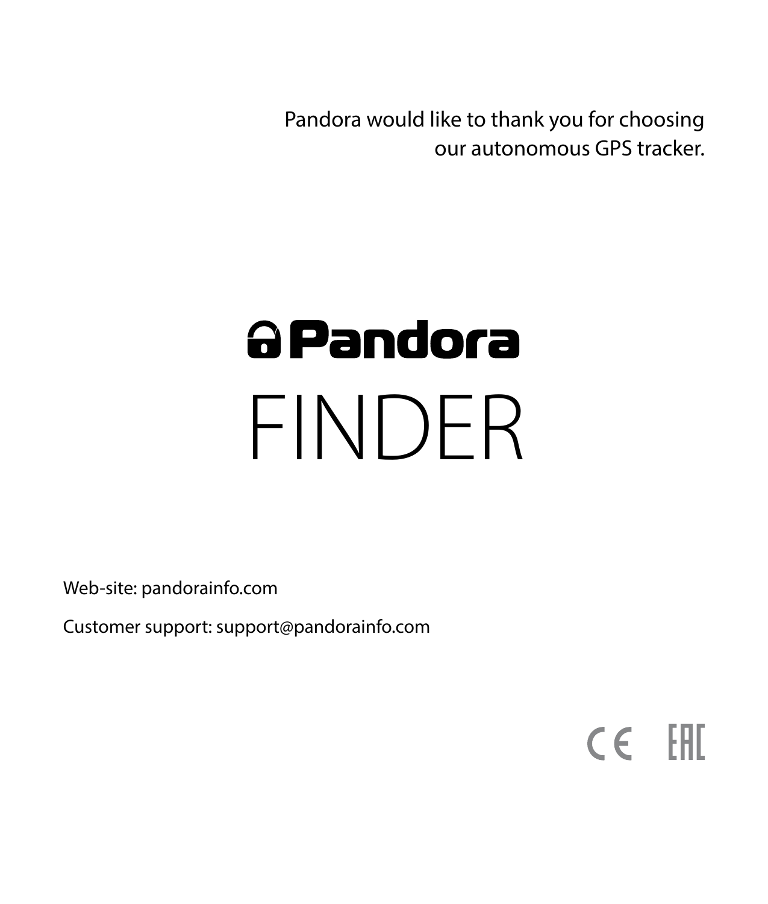Pandora would like to thank you for choosing
our autonomous GPS tracker.

# Pandora

# FINDER

Web-site: pandorainfo.com

Customer support: support@pandorainfo.com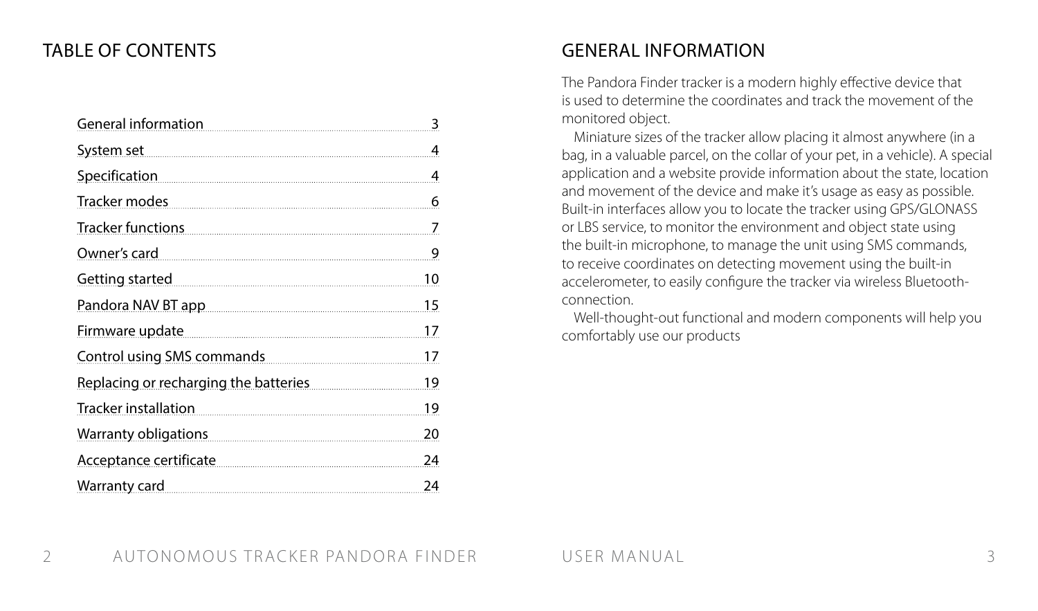# TABLE OF CONTENTS

| | |
|---|---|
| General information | 3 |
| System set | 4 |
| Specification | 4 |
| Tracker modes | 6 |
| Tracker functions | 7 |
| Owner's card | 9 |
| Getting started | 10 |
| Pandora NAV BT app | 15 |
| Firmware update | 17 |
| Control using SMS commands | 17 |
| Replacing or recharging the batteries | 19 |
| Tracker installation | 19 |
| Warranty obligations | 20 |
| Acceptance certificate | 24 |
| Warranty card | 24 |

# GENERAL INFORMATION

The Pandora Finder tracker is a modern highly effective device that is used to determine the coordinates and track the movement of the monitored object.

Miniature sizes of the tracker allow placing it almost anywhere (in a bag, in a valuable parcel, on the collar of your pet, in a vehicle). A special application and a website provide information about the state, location and movement of the device and make it's usage as easy as possible. Built-in interfaces allow you to locate the tracker using GPS/GLONASS or LBS service, to monitor the environment and object state using the built-in microphone, to manage the unit using SMS commands, to receive coordinates on detecting movement using the built-in accelerometer, to easily configure the tracker via wireless Bluetooth-connection.

Well-thought-out functional and modern components will help you comfortably use our products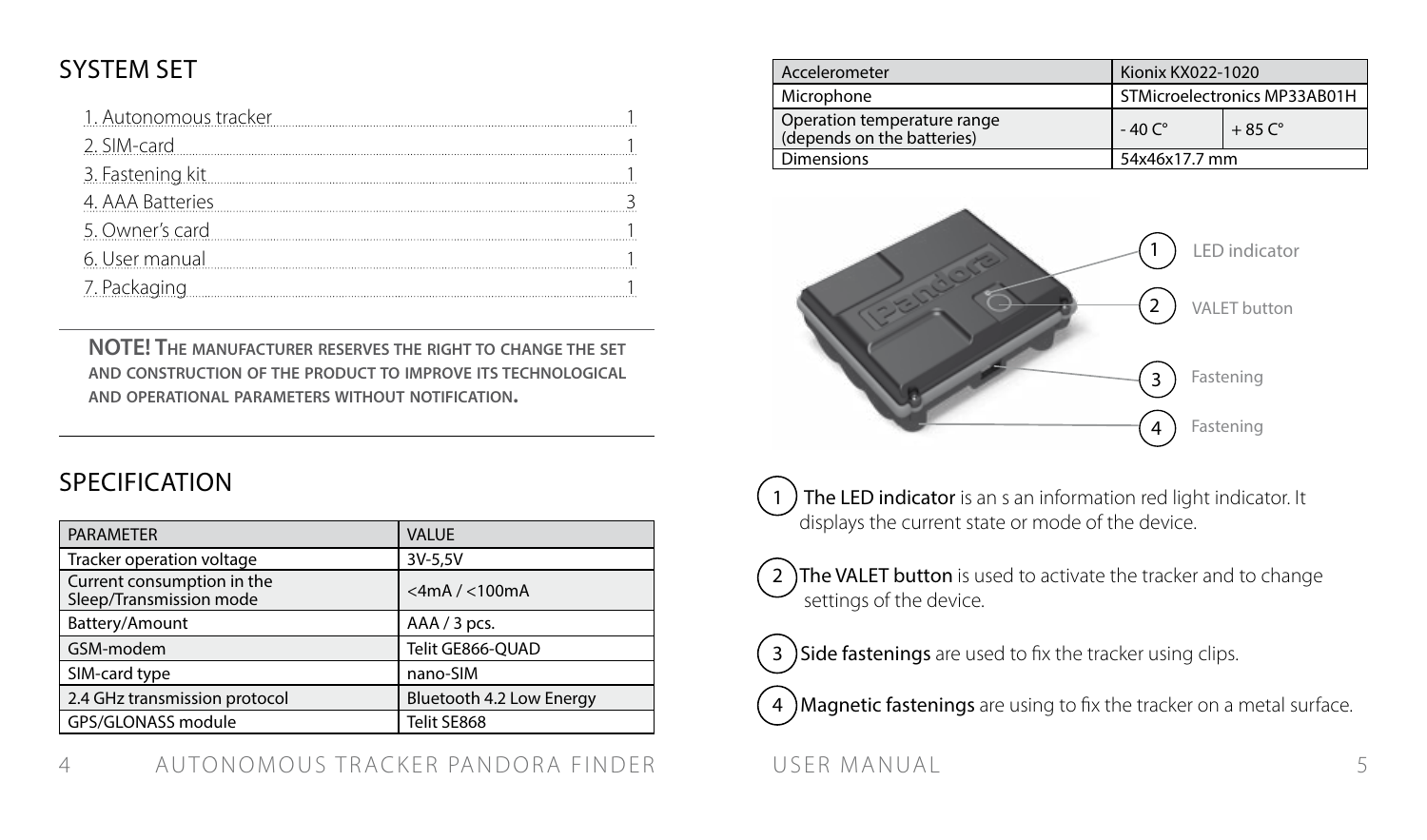## SYSTEM SET

1. Autonomous tracker ... 1
2. SIM-card ... 1
3. Fastening kit ... 1
4. AAA Batteries ... 3
5. Owner's card ... 1
6. User manual ... 1
7. Packaging ... 1

**NOTE! THE MANUFACTURER RESERVES THE RIGHT TO CHANGE THE SET AND CONSTRUCTION OF THE PRODUCT TO IMPROVE ITS TECHNOLOGICAL AND OPERATIONAL PARAMETERS WITHOUT NOTIFICATION.**

## SPECIFICATION

| PARAMETER | VALUE | |
|---|---|---|
| Tracker operation voltage | 3V-5,5V | |
| Current consumption in the Sleep/Transmission mode | <4mA / <100mA | |
| Battery/Amount | AAA / 3 pcs. | |
| GSM-modem | Telit GE866-QUAD | |
| SIM-card type | nano-SIM | |
| 2.4 GHz transmission protocol | Bluetooth 4.2 Low Energy | |
| GPS/GLONASS module | Telit SE868 | |
| Accelerometer | Kionix KX022-1020 | |
| Microphone | STMicroelectronics MP33AB01H | |
| Operation temperature range (depends on the batteries) | - 40 C° | + 85 C° |
| Dimensions | 54x46x17.7 mm | |

1 LED indicator

2 VALET button

3 Fastening

4 Fastening

1. **The LED indicator** is an s an information red light indicator. It displays the current state or mode of the device.

2. **The VALET button** is used to activate the tracker and to change settings of the device.

3. **Side fastenings** are used to fix the tracker using clips.

4. **Magnetic fastenings** are using to fix the tracker on a metal surface.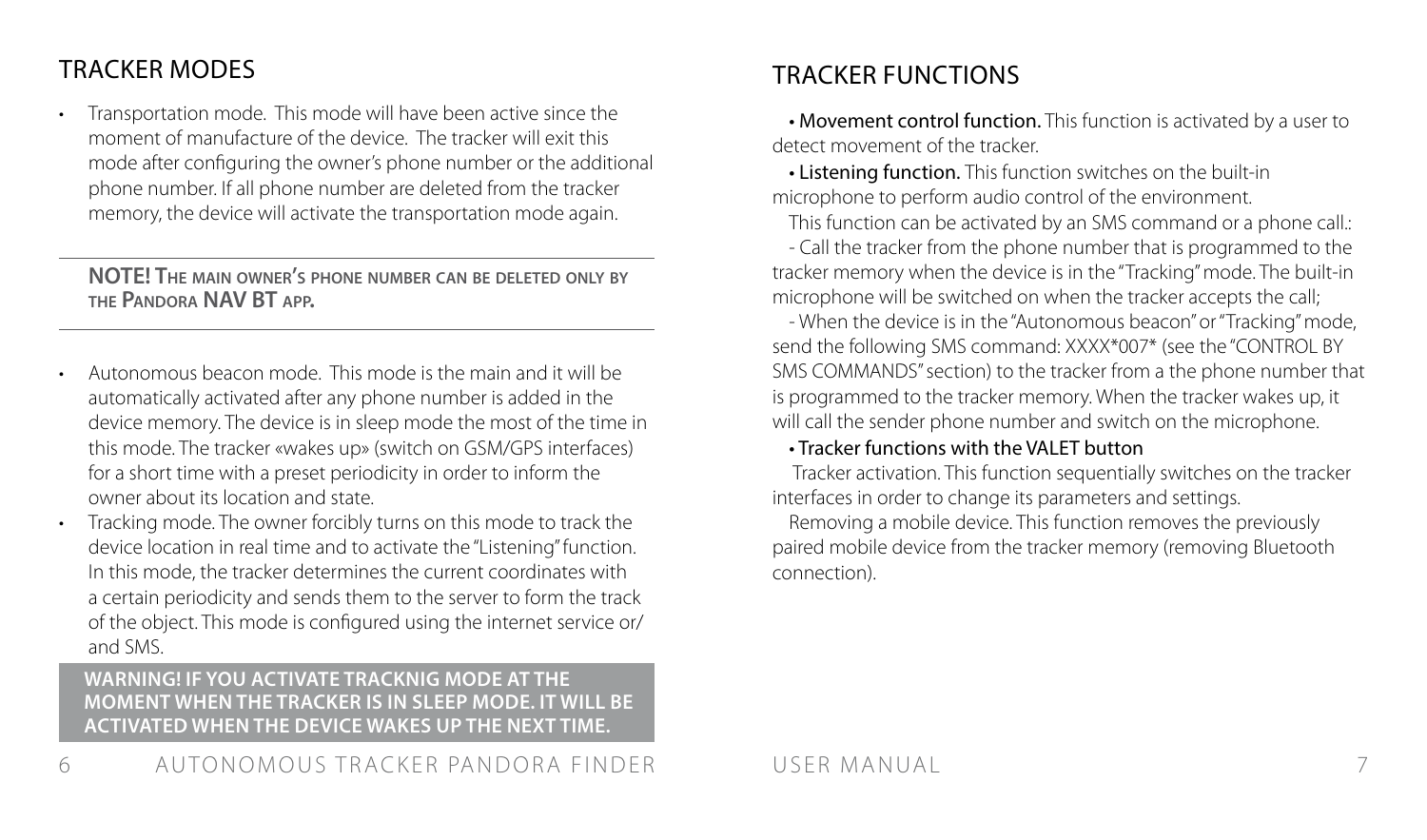## TRACKER MODES

- Transportation mode. This mode will have been active since the moment of manufacture of the device. The tracker will exit this mode after configuring the owner's phone number or the additional phone number. If all phone number are deleted from the tracker memory, the device will activate the transportation mode again.

---

**NOTE! The main owner's phone number can be deleted only by the Pandora NAV BT app.**

---

- Autonomous beacon mode. This mode is the main and it will be automatically activated after any phone number is added in the device memory. The device is in sleep mode the most of the time in this mode. The tracker «wakes up» (switch on GSM/GPS interfaces) for a short time with a preset periodicity in order to inform the owner about its location and state.
- Tracking mode. The owner forcibly turns on this mode to track the device location in real time and to activate the "Listening" function. In this mode, the tracker determines the current coordinates with a certain periodicity and sends them to the server to form the track of the object. This mode is configured using the internet service or/and SMS.

**WARNING! IF YOU ACTIVATE TRACKNIG MODE AT THE MOMENT WHEN THE TRACKER IS IN SLEEP MODE. IT WILL BE ACTIVATED WHEN THE DEVICE WAKES UP THE NEXT TIME.**

## TRACKER FUNCTIONS

• **Movement control function.** This function is activated by a user to detect movement of the tracker.

• **Listening function.** This function switches on the built-in microphone to perform audio control of the environment.

This function can be activated by an SMS command or a phone call.:

- Call the tracker from the phone number that is programmed to the tracker memory when the device is in the "Tracking" mode. The built-in microphone will be switched on when the tracker accepts the call;

- When the device is in the "Autonomous beacon" or "Tracking" mode, send the following SMS command: XXXX*007* (see the "CONTROL BY SMS COMMANDS" section) to the tracker from a the phone number that is programmed to the tracker memory. When the tracker wakes up, it will call the sender phone number and switch on the microphone.

• **Tracker functions with the VALET button**

Tracker activation. This function sequentially switches on the tracker interfaces in order to change its parameters and settings.

Removing a mobile device. This function removes the previously paired mobile device from the tracker memory (removing Bluetooth connection).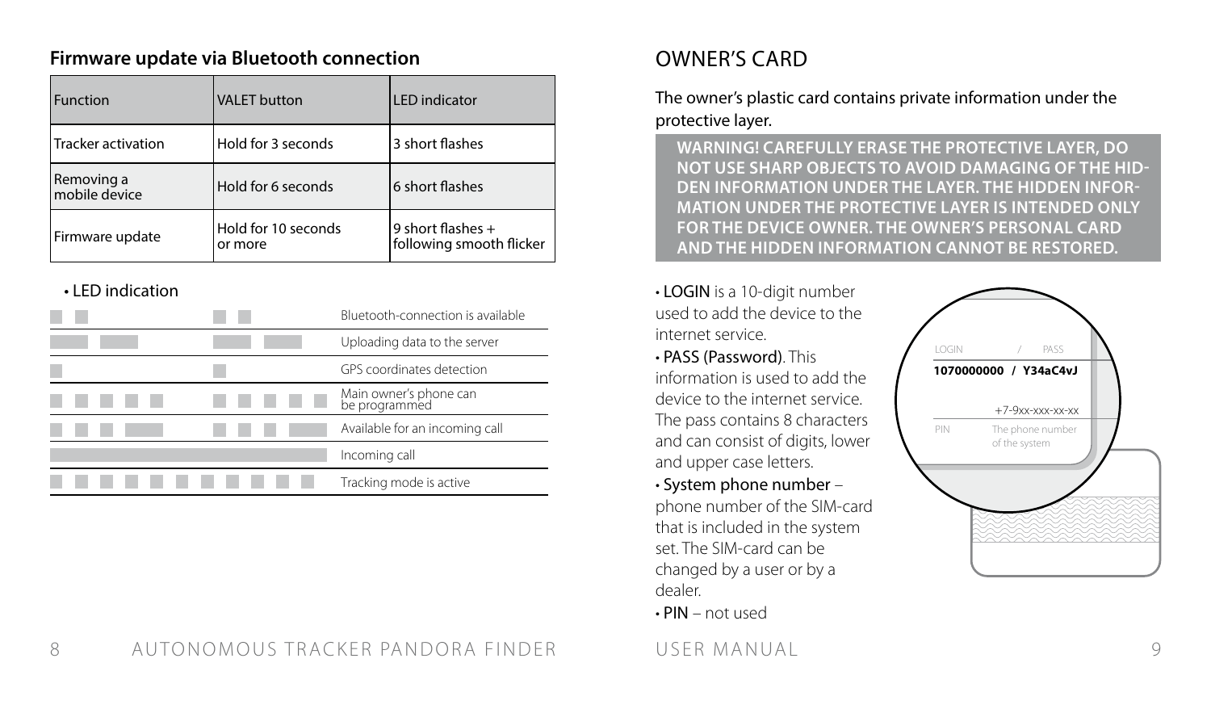## Firmware update via Bluetooth connection

| Function | VALET button | LED indicator |
|---|---|---|
| Tracker activation | Hold for 3 seconds | 3 short flashes |
| Removing a mobile device | Hold for 6 seconds | 6 short flashes |
| Firmware update | Hold for 10 seconds or more | 9 short flashes + following smooth flicker |

- LED indication

| | |
|---|---|
| | Bluetooth-connection is available |
| | Uploading data to the server |
| | GPS coordinates detection |
| | Main owner's phone can be programmed |
| | Available for an incoming call |
| | Incoming call |
| | Tracking mode is active |

# OWNER'S CARD

The owner's plastic card contains private information under the protective layer.

**WARNING! CAREFULLY ERASE THE PROTECTIVE LAYER, DO NOT USE SHARP OBJECTS TO AVOID DAMAGING OF THE HIDDEN INFORMATION UNDER THE LAYER. THE HIDDEN INFORMATION UNDER THE PROTECTIVE LAYER IS INTENDED ONLY FOR THE DEVICE OWNER. THE OWNER'S PERSONAL CARD AND THE HIDDEN INFORMATION CANNOT BE RESTORED.**

- LOGIN is a 10-digit number used to add the device to the internet service.
- PASS (Password). This information is used to add the device to the internet service. The pass contains 8 characters and can consist of digits, lower and upper case letters.
- System phone number – phone number of the SIM-card that is included in the system set. The SIM-card can be changed by a user or by a dealer.
- PIN – not used

LOGIN / PASS
1070000000 / Y34aC4vJ
+7-9xx-xxx-xx-xx
PIN The phone number of the system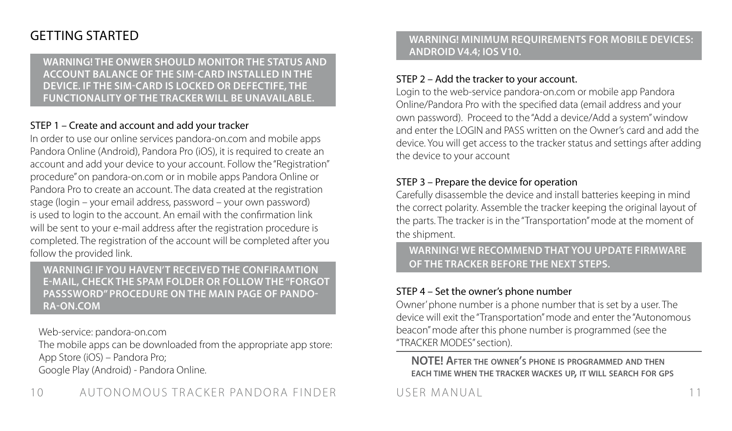# GETTING STARTED

**WARNING! THE ONWER SHOULD MONITOR THE STATUS AND ACCOUNT BALANCE OF THE SIM-CARD INSTALLED IN THE DEVICE. IF THE SIM-CARD IS LOCKED OR DEFECTIFE, THE FUNCTIONALITY OF THE TRACKER WILL BE UNAVAILABLE.**

STEP 1 – Create and account and add your tracker

In order to use our online services pandora-on.com and mobile apps Pandora Online (Android), Pandora Pro (iOS), it is required to create an account and add your device to your account. Follow the "Registration" procedure" on pandora-on.com or in mobile apps Pandora Online or Pandora Pro to create an account. The data created at the registration stage (login – your email address, password – your own password) is used to login to the account. An email with the confirmation link will be sent to your e-mail address after the registration procedure is completed. The registration of the account will be completed after you follow the provided link.

**WARNING! IF YOU HAVEN'T RECEIVED THE CONFIRAMTION E-MAIL, CHECK THE SPAM FOLDER OR FOLLOW THE "FORGOT PASSSWORD" PROCEDURE ON THE MAIN PAGE OF PANDORA-ON.COM**

Web-service: pandora-on.com
The mobile apps can be downloaded from the appropriate app store:
App Store (iOS) – Pandora Pro;
Google Play (Android) - Pandora Online.

**WARNING! MINIMUM REQUIREMENTS FOR MOBILE DEVICES: ANDROID V4.4; IOS V10.**

STEP 2 – Add the tracker to your account.

Login to the web-service pandora-on.com or mobile app Pandora Online/Pandora Pro with the specified data (email address and your own password). Proceed to the "Add a device/Add a system" window and enter the LOGIN and PASS written on the Owner's card and add the device. You will get access to the tracker status and settings after adding the device to your account

STEP 3 – Prepare the device for operation

Carefully disassemble the device and install batteries keeping in mind the correct polarity. Assemble the tracker keeping the original layout of the parts. The tracker is in the "Transportation" mode at the moment of the shipment.

**WARNING! WE RECOMMEND THAT YOU UPDATE FIRMWARE OF THE TRACKER BEFORE THE NEXT STEPS.**

STEP 4 – Set the owner's phone number

Owner' phone number is a phone number that is set by a user. The device will exit the "Transportation" mode and enter the "Autonomous beacon" mode after this phone number is programmed (see the "TRACKER MODES" section).

**NOTE! After the owner's phone is programmed and then each time when the tracker wackes up, it will search for GPS**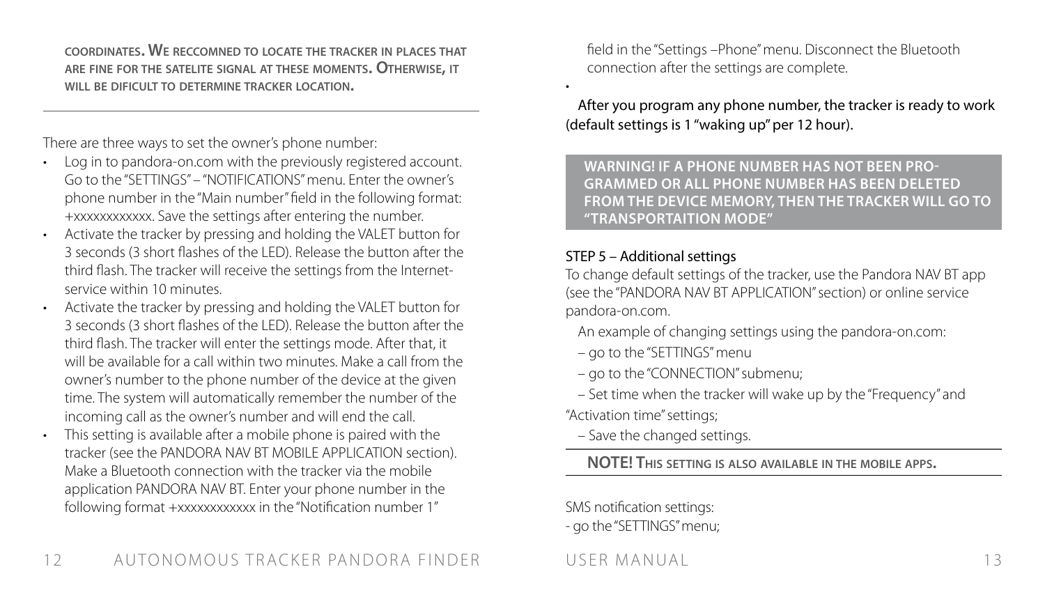**COORDINATES. WE RECCOMNED TO LOCATE THE TRACKER IN PLACES THAT ARE FINE FOR THE SATELITE SIGNAL AT THESE MOMENTS. OTHERWISE, IT WILL BE DIFICULT TO DETERMINE TRACKER LOCATION.**

---

There are three ways to set the owner's phone number:

- Log in to pandora-on.com with the previously registered account. Go to the "SETTINGS" – "NOTIFICATIONS" menu. Enter the owner's phone number in the "Main number" field in the following format: +xxxxxxxxxxxx. Save the settings after entering the number.
- Activate the tracker by pressing and holding the VALET button for 3 seconds (3 short flashes of the LED). Release the button after the third flash. The tracker will receive the settings from the Internet-service within 10 minutes.
- Activate the tracker by pressing and holding the VALET button for 3 seconds (3 short flashes of the LED). Release the button after the third flash. The tracker will enter the settings mode. After that, it will be available for a call within two minutes. Make a call from the owner's number to the phone number of the device at the given time. The system will automatically remember the number of the incoming call as the owner's number and will end the call.
- This setting is available after a mobile phone is paired with the tracker (see the PANDORA NAV BT MOBILE APPLICATION section). Make a Bluetooth connection with the tracker via the mobile application PANDORA NAV BT. Enter your phone number in the following format +xxxxxxxxxxxx in the "Notification number 1" field in the "Settings –Phone" menu. Disconnect the Bluetooth connection after the settings are complete.
-

After you program any phone number, the tracker is ready to work (default settings is 1 "waking up" per 12 hour).

**WARNING! IF A PHONE NUMBER HAS NOT BEEN PROGRAMMED OR ALL PHONE NUMBER HAS BEEN DELETED FROM THE DEVICE MEMORY, THEN THE TRACKER WILL GO TO "TRANSPORTAITION MODE"**

### STEP 5 – Additional settings

To change default settings of the tracker, use the Pandora NAV BT app (see the "PANDORA NAV BT APPLICATION" section) or online service pandora-on.com.

An example of changing settings using the pandora-on.com:

– go to the "SETTINGS" menu

– go to the "CONNECTION" submenu;

– Set time when the tracker will wake up by the "Frequency" and "Activation time" settings;

– Save the changed settings.

---

**NOTE! THIS SETTING IS ALSO AVAILABLE IN THE MOBILE APPS.**

---

SMS notification settings:

- go the "SETTINGS" menu;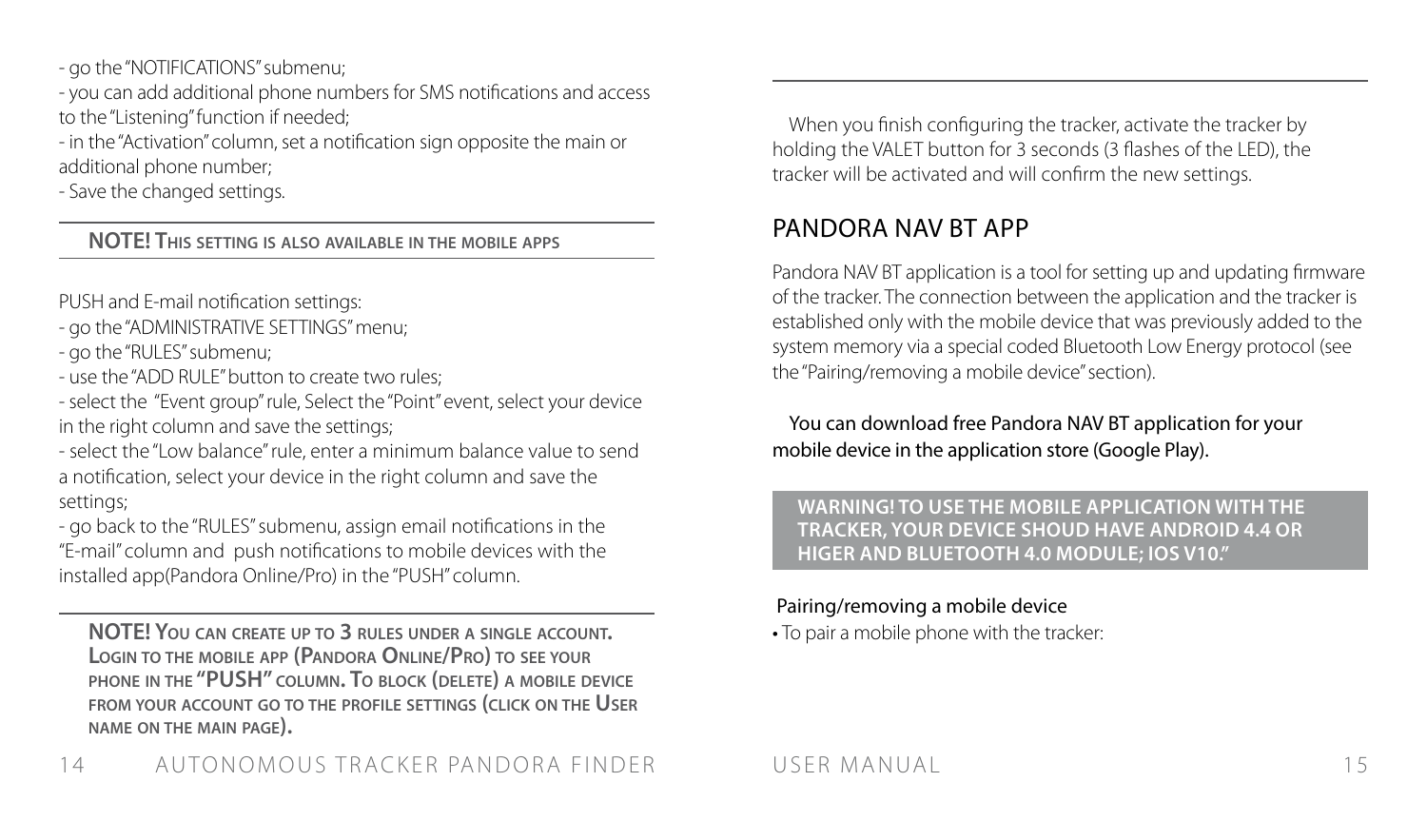- go the "NOTIFICATIONS" submenu;
- you can add additional phone numbers for SMS notifications and access to the "Listening" function if needed;
- in the "Activation" column, set a notification sign opposite the main or additional phone number;
- Save the changed settings.

**NOTE! This setting is also available in the mobile apps**

PUSH and E-mail notification settings:
- go the "ADMINISTRATIVE SETTINGS" menu;
- go the "RULES" submenu;
- use the "ADD RULE" button to create two rules;
- select the "Event group" rule, Select the "Point" event, select your device in the right column and save the settings;
- select the "Low balance" rule, enter a minimum balance value to send a notification, select your device in the right column and save the settings;
- go back to the "RULES" submenu, assign email notifications in the "E-mail" column and push notifications to mobile devices with the installed app(Pandora Online/Pro) in the "PUSH" column.

**NOTE! You can create up to 3 rules under a single account. Login to the mobile app (Pandora Online/Pro) to see your phone in the "PUSH" column. To block (delete) a mobile device from your account go to the profile settings (click on the User name on the main page).**

When you finish configuring the tracker, activate the tracker by holding the VALET button for 3 seconds (3 flashes of the LED), the tracker will be activated and will confirm the new settings.

# PANDORA NAV BT APP

Pandora NAV BT application is a tool for setting up and updating firmware of the tracker. The connection between the application and the tracker is established only with the mobile device that was previously added to the system memory via a special coded Bluetooth Low Energy protocol (see the "Pairing/removing a mobile device" section).

You can download free Pandora NAV BT application for your mobile device in the application store (Google Play).

**WARNING! TO USE THE MOBILE APPLICATION WITH THE TRACKER, YOUR DEVICE SHOUD HAVE ANDROID 4.4 OR HIGER AND BLUETOOTH 4.0 MODULE; IOS V10."**

Pairing/removing a mobile device

• To pair a mobile phone with the tracker: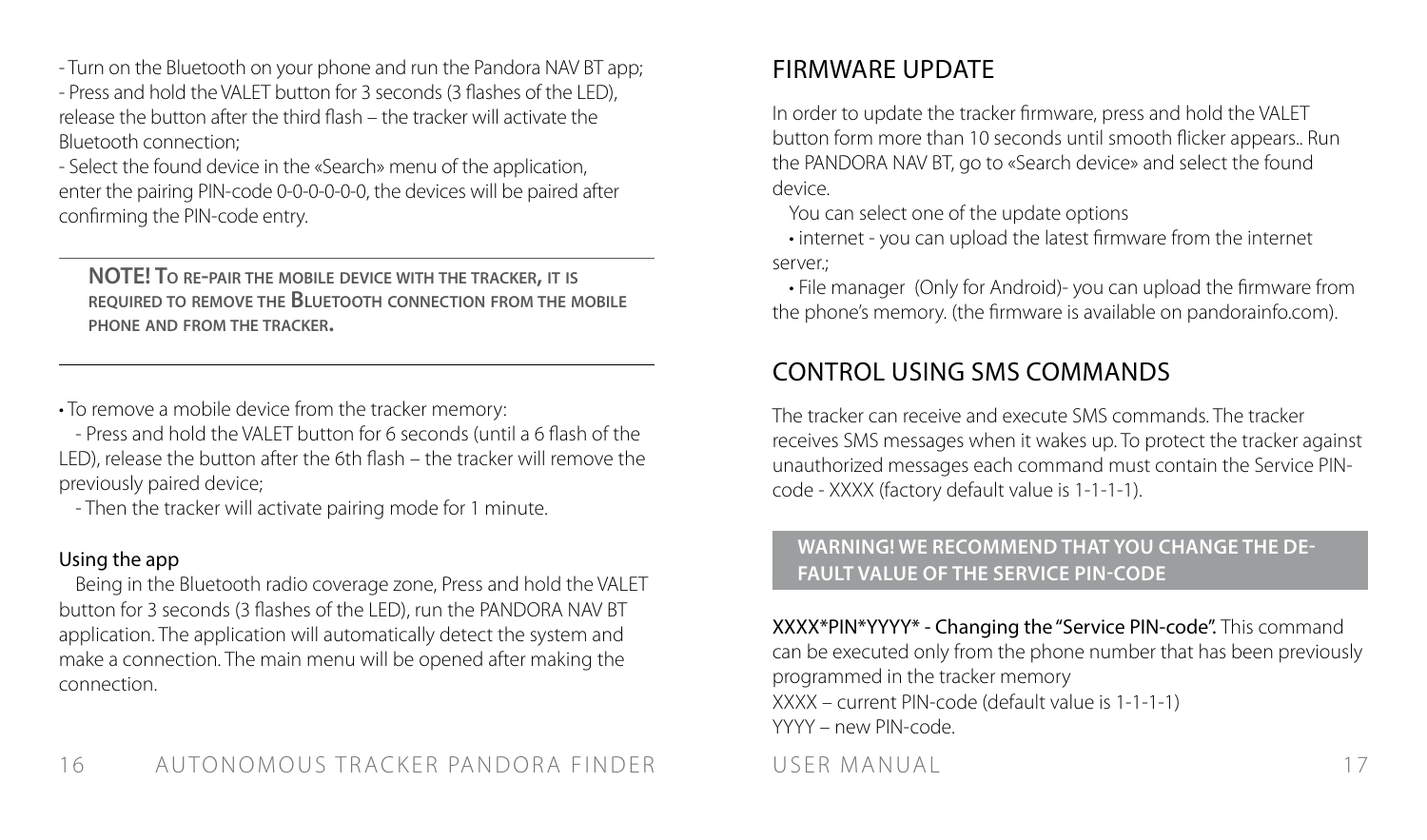- Turn on the Bluetooth on your phone and run the Pandora NAV BT app;
- Press and hold the VALET button for 3 seconds (3 flashes of the LED), release the button after the third flash – the tracker will activate the Bluetooth connection;
- Select the found device in the «Search» menu of the application, enter the pairing PIN-code 0-0-0-0-0-0, the devices will be paired after confirming the PIN-code entry.

**NOTE! To re-pair the mobile device with the tracker, it is required to remove the Bluetooth connection from the mobile phone and from the tracker.**

• To remove a mobile device from the tracker memory:

- Press and hold the VALET button for 6 seconds (until a 6 flash of the LED), release the button after the 6th flash – the tracker will remove the previously paired device;
- Then the tracker will activate pairing mode for 1 minute.

Using the app

Being in the Bluetooth radio coverage zone, Press and hold the VALET button for 3 seconds (3 flashes of the LED), run the PANDORA NAV BT application. The application will automatically detect the system and make a connection. The main menu will be opened after making the connection.

## FIRMWARE UPDATE

In order to update the tracker firmware, press and hold the VALET button form more than 10 seconds until smooth flicker appears.. Run the PANDORA NAV BT, go to «Search device» and select the found device.

You can select one of the update options

• internet - you can upload the latest firmware from the internet server.;

• File manager (Only for Android)- you can upload the firmware from the phone's memory. (the firmware is available on pandorainfo.com).

## CONTROL USING SMS COMMANDS

The tracker can receive and execute SMS commands. The tracker receives SMS messages when it wakes up. To protect the tracker against unauthorized messages each command must contain the Service PIN-code - XXXX (factory default value is 1-1-1-1).

**WARNING! WE RECOMMEND THAT YOU CHANGE THE DEFAULT VALUE OF THE SERVICE PIN-CODE**

XXXX*PIN*YYYY* - Changing the "Service PIN-code". This command can be executed only from the phone number that has been previously programmed in the tracker memory
XXXX – current PIN-code (default value is 1-1-1-1)
YYYY – new PIN-code.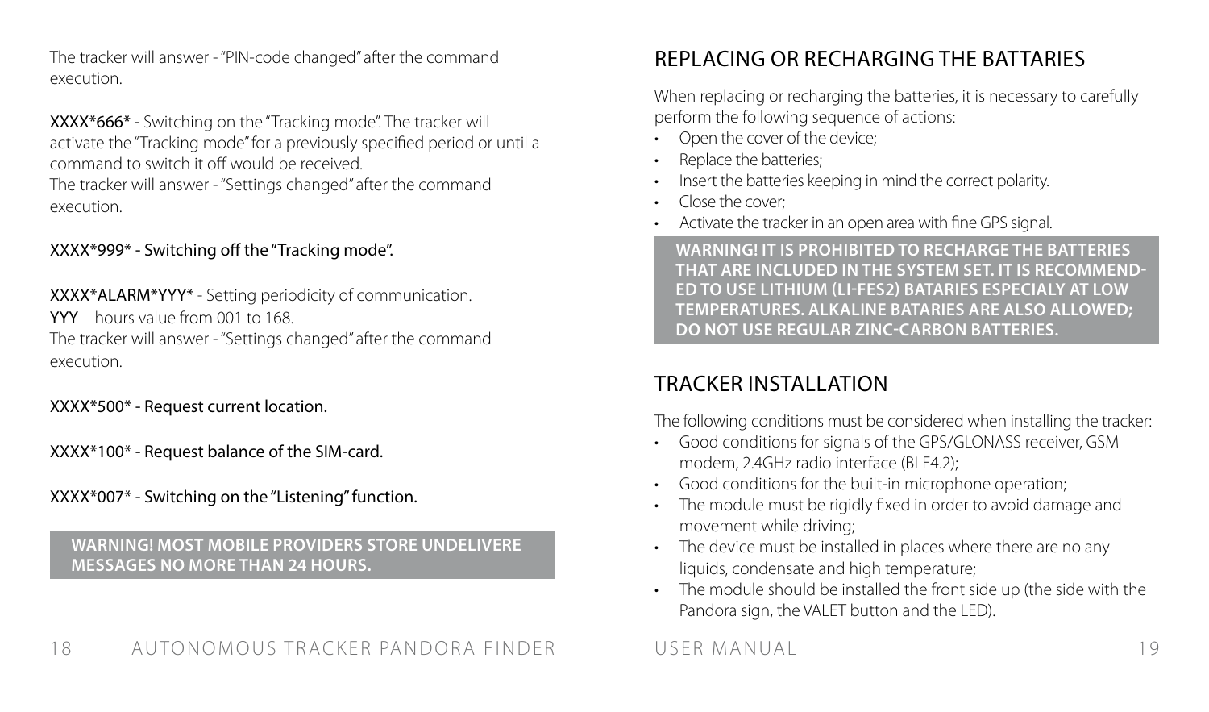The tracker will answer - "PIN-code changed" after the command execution.

**XXXX*666*** - Switching on the "Tracking mode". The tracker will activate the "Tracking mode" for a previously specified period or until a command to switch it off would be received.
The tracker will answer - "Settings changed" after the command execution.

**XXXX*999* - Switching off the "Tracking mode".**

**XXXX*ALARM*YYY*** - Setting periodicity of communication.
**YYY** – hours value from 001 to 168.
The tracker will answer - "Settings changed" after the command execution.

**XXXX*500* - Request current location.**

**XXXX*100* - Request balance of the SIM-card.**

**XXXX*007* - Switching on the "Listening" function.**

**WARNING! MOST MOBILE PROVIDERS STORE UNDELIVERE MESSAGES NO MORE THAN 24 HOURS.**

## REPLACING OR RECHARGING THE BATTARIES

When replacing or recharging the batteries, it is necessary to carefully perform the following sequence of actions:

- Open the cover of the device;
- Replace the batteries;
- Insert the batteries keeping in mind the correct polarity.
- Close the cover;
- Activate the tracker in an open area with fine GPS signal.

**WARNING! IT IS PROHIBITED TO RECHARGE THE BATTERIES THAT ARE INCLUDED IN THE SYSTEM SET. IT IS RECOMMENDED TO USE LITHIUM (LI-FES2) BATARIES ESPECIALY AT LOW TEMPERATURES. ALKALINE BATARIES ARE ALSO ALLOWED; DO NOT USE REGULAR ZINC-CARBON BATTERIES.**

## TRACKER INSTALLATION

The following conditions must be considered when installing the tracker:

- Good conditions for signals of the GPS/GLONASS receiver, GSM modem, 2.4GHz radio interface (BLE4.2);
- Good conditions for the built-in microphone operation;
- The module must be rigidly fixed in order to avoid damage and movement while driving;
- The device must be installed in places where there are no any liquids, condensate and high temperature;
- The module should be installed the front side up (the side with the Pandora sign, the VALET button and the LED).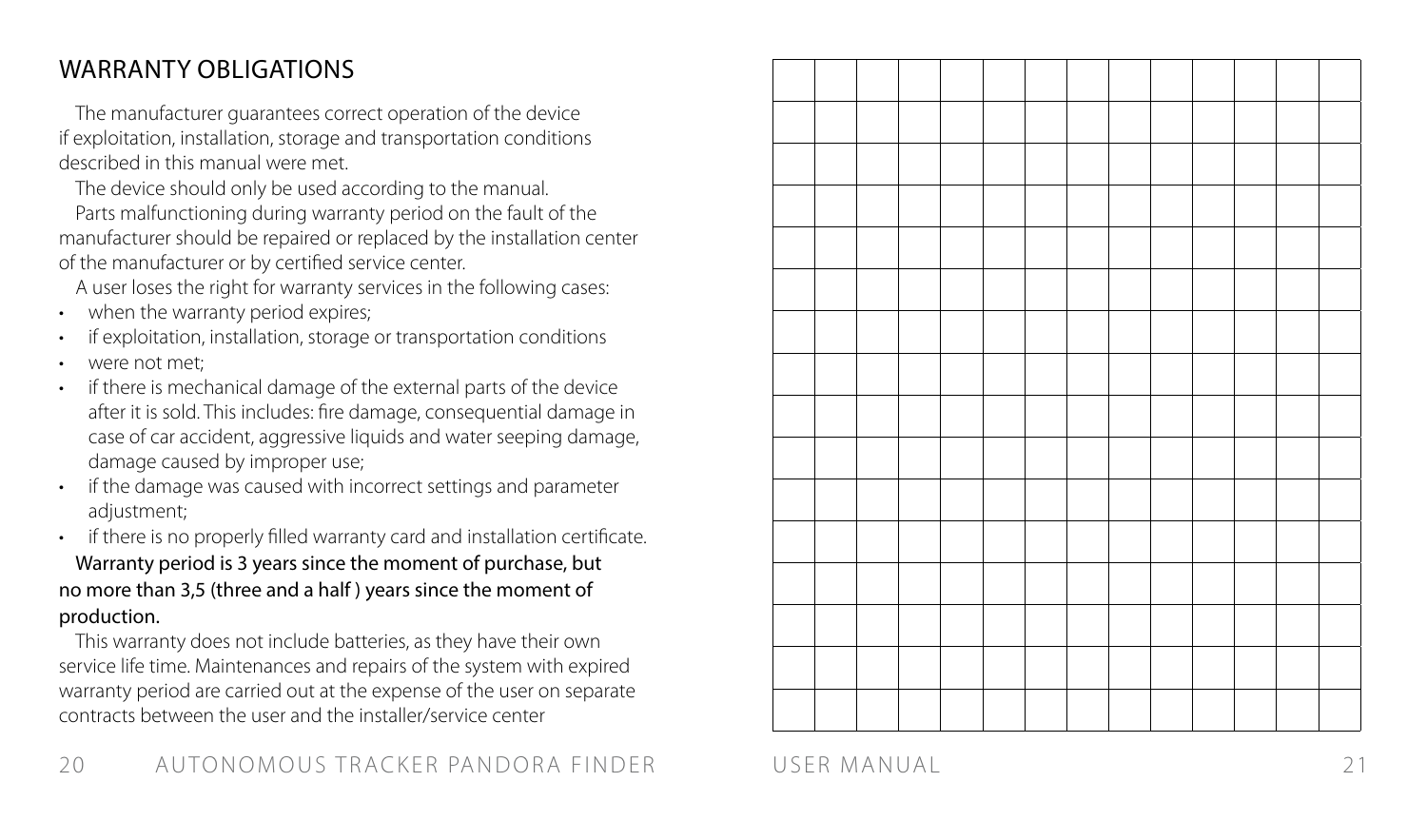## WARRANTY OBLIGATIONS

The manufacturer guarantees correct operation of the device if exploitation, installation, storage and transportation conditions described in this manual were met.

The device should only be used according to the manual.

Parts malfunctioning during warranty period on the fault of the manufacturer should be repaired or replaced by the installation center of the manufacturer or by certified service center.

A user loses the right for warranty services in the following cases:

- when the warranty period expires;
- if exploitation, installation, storage or transportation conditions
- were not met;
- if there is mechanical damage of the external parts of the device after it is sold. This includes: fire damage, consequential damage in case of car accident, aggressive liquids and water seeping damage, damage caused by improper use;
- if the damage was caused with incorrect settings and parameter adjustment;
- if there is no properly filled warranty card and installation certificate.

Warranty period is 3 years since the moment of purchase, but no more than 3,5 (three and a half ) years since the moment of production.

This warranty does not include batteries, as they have their own service life time. Maintenances and repairs of the system with expired warranty period are carried out at the expense of the user on separate contracts between the user and the installer/service center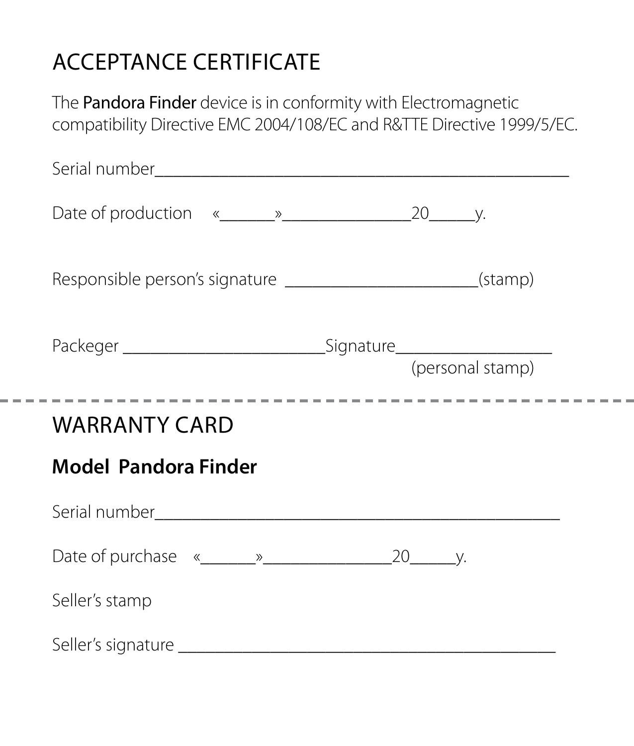# ACCEPTANCE CERTIFICATE

The **Pandora Finder** device is in conformity with Electromagnetic compatibility Directive EMC 2004/108/EC and R&TTE Directive 1999/5/EC.

Serial number_______________________________________________

Date of production «_______»_______________20______y.

Responsible person's signature ______________________(stamp)

Packeger _______________________Signature__________________

(personal stamp)

---

# WARRANTY CARD

## Model Pandora Finder

Serial number_______________________________________________

Date of purchase «_______»_______________20______y.

Seller's stamp

Seller's signature ____________________________________________